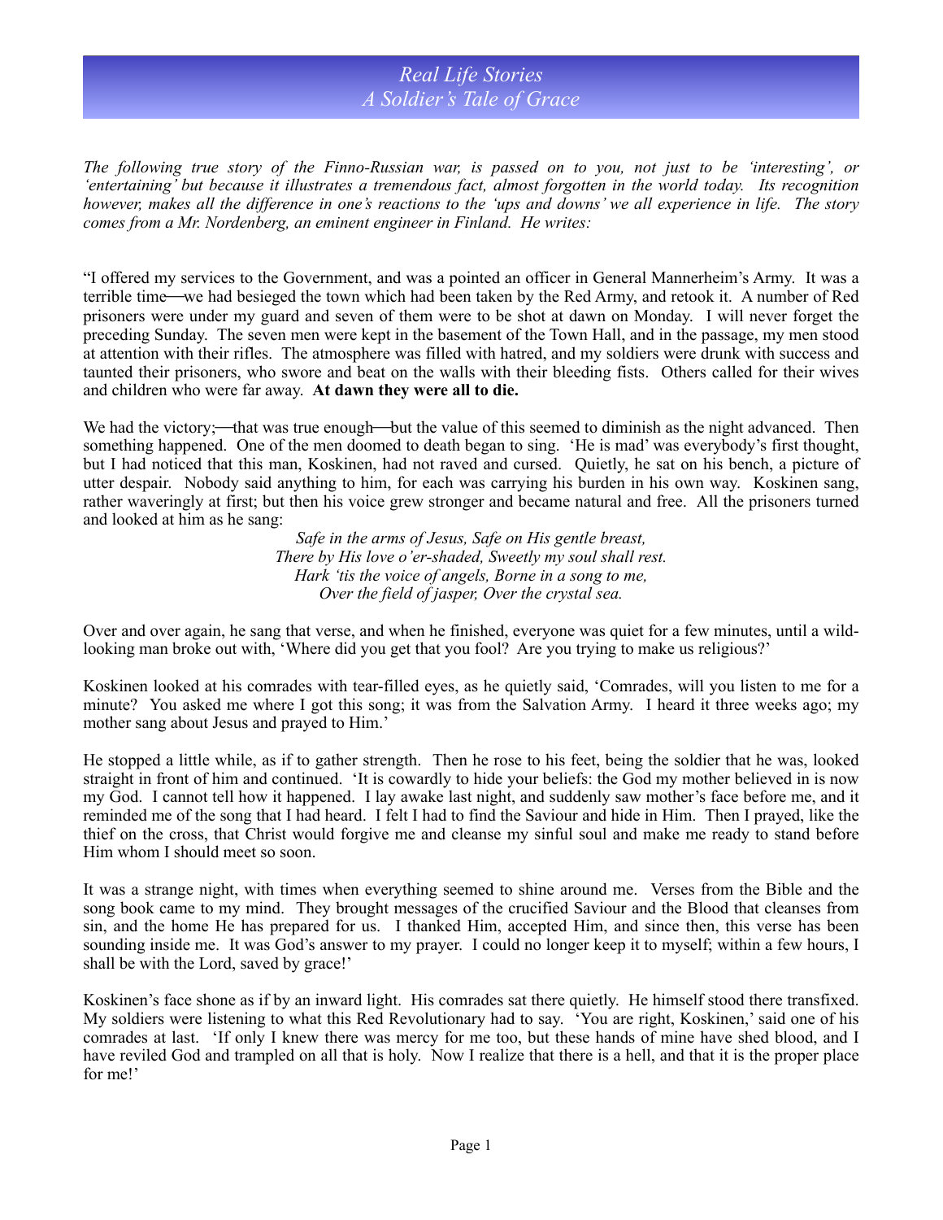# Real Life Stories
## A Soldier's Tale of Grace

*The following true story of the Finno-Russian war, is passed on to you, not just to be 'interesting', or 'entertaining' but because it illustrates a tremendous fact, almost forgotten in the world today. Its recognition however, makes all the difference in one's reactions to the 'ups and downs' we all experience in life. The story comes from a Mr. Nordenberg, an eminent engineer in Finland. He writes:*

"I offered my services to the Government, and was a pointed an officer in General Mannerheim's Army. It was a terrible time—we had besieged the town which had been taken by the Red Army, and retook it. A number of Red prisoners were under my guard and seven of them were to be shot at dawn on Monday. I will never forget the preceding Sunday. The seven men were kept in the basement of the Town Hall, and in the passage, my men stood at attention with their rifles. The atmosphere was filled with hatred, and my soldiers were drunk with success and taunted their prisoners, who swore and beat on the walls with their bleeding fists. Others called for their wives and children who were far away. **At dawn they were all to die.**

We had the victory;—that was true enough—but the value of this seemed to diminish as the night advanced. Then something happened. One of the men doomed to death began to sing. 'He is mad' was everybody's first thought, but I had noticed that this man, Koskinen, had not raved and cursed. Quietly, he sat on his bench, a picture of utter despair. Nobody said anything to him, for each was carrying his burden in his own way. Koskinen sang, rather waveringly at first; but then his voice grew stronger and became natural and free. All the prisoners turned and looked at him as he sang:

*Safe in the arms of Jesus, Safe on His gentle breast,*
*There by His love o'er-shaded, Sweetly my soul shall rest.*
*Hark 'tis the voice of angels, Borne in a song to me,*
*Over the field of jasper, Over the crystal sea.*

Over and over again, he sang that verse, and when he finished, everyone was quiet for a few minutes, until a wild-looking man broke out with, 'Where did you get that you fool? Are you trying to make us religious?'

Koskinen looked at his comrades with tear-filled eyes, as he quietly said, 'Comrades, will you listen to me for a minute? You asked me where I got this song; it was from the Salvation Army. I heard it three weeks ago; my mother sang about Jesus and prayed to Him.'

He stopped a little while, as if to gather strength. Then he rose to his feet, being the soldier that he was, looked straight in front of him and continued. 'It is cowardly to hide your beliefs: the God my mother believed in is now my God. I cannot tell how it happened. I lay awake last night, and suddenly saw mother's face before me, and it reminded me of the song that I had heard. I felt I had to find the Saviour and hide in Him. Then I prayed, like the thief on the cross, that Christ would forgive me and cleanse my sinful soul and make me ready to stand before Him whom I should meet so soon.

It was a strange night, with times when everything seemed to shine around me. Verses from the Bible and the song book came to my mind. They brought messages of the crucified Saviour and the Blood that cleanses from sin, and the home He has prepared for us. I thanked Him, accepted Him, and since then, this verse has been sounding inside me. It was God's answer to my prayer. I could no longer keep it to myself; within a few hours, I shall be with the Lord, saved by grace!'

Koskinen's face shone as if by an inward light. His comrades sat there quietly. He himself stood there transfixed. My soldiers were listening to what this Red Revolutionary had to say. 'You are right, Koskinen,' said one of his comrades at last. 'If only I knew there was mercy for me too, but these hands of mine have shed blood, and I have reviled God and trampled on all that is holy. Now I realize that there is a hell, and that it is the proper place for me!'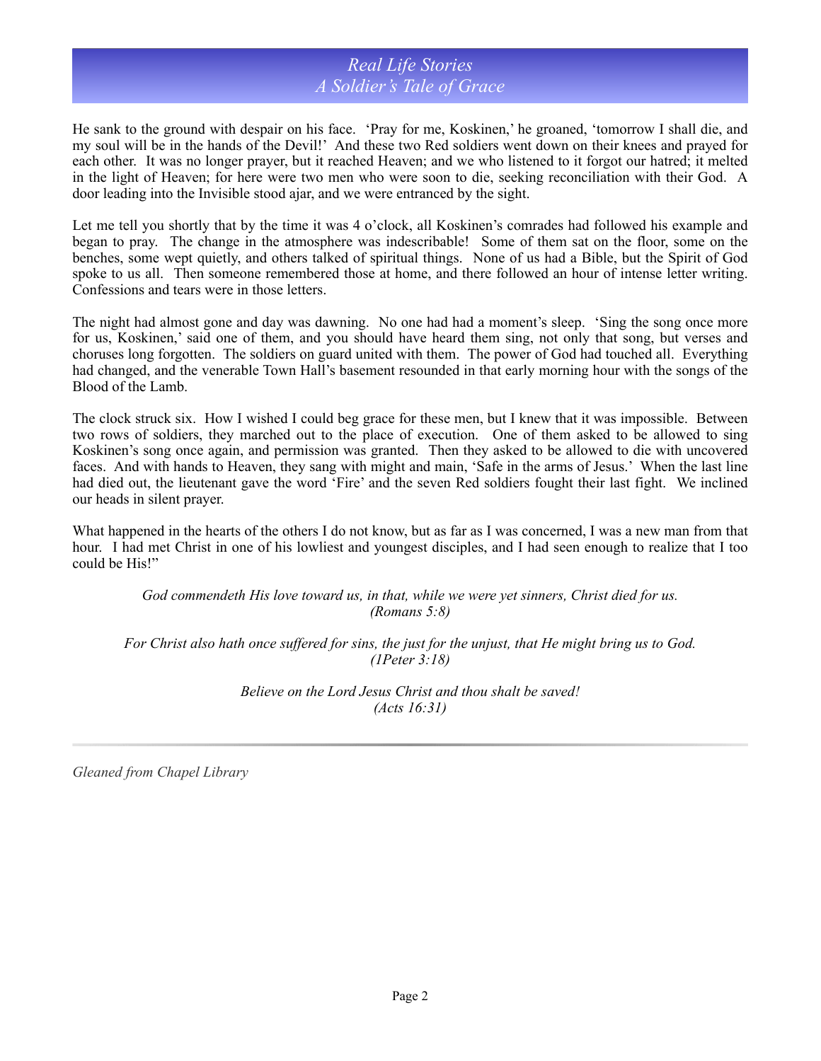He sank to the ground with despair on his face. 'Pray for me, Koskinen,' he groaned, 'tomorrow I shall die, and my soul will be in the hands of the Devil!' And these two Red soldiers went down on their knees and prayed for each other. It was no longer prayer, but it reached Heaven; and we who listened to it forgot our hatred; it melted in the light of Heaven; for here were two men who were soon to die, seeking reconciliation with their God. A door leading into the Invisible stood ajar, and we were entranced by the sight.

Let me tell you shortly that by the time it was 4 o'clock, all Koskinen's comrades had followed his example and began to pray. The change in the atmosphere was indescribable! Some of them sat on the floor, some on the benches, some wept quietly, and others talked of spiritual things. None of us had a Bible, but the Spirit of God spoke to us all. Then someone remembered those at home, and there followed an hour of intense letter writing. Confessions and tears were in those letters.

The night had almost gone and day was dawning. No one had had a moment's sleep. 'Sing the song once more for us, Koskinen,' said one of them, and you should have heard them sing, not only that song, but verses and choruses long forgotten. The soldiers on guard united with them. The power of God had touched all. Everything had changed, and the venerable Town Hall's basement resounded in that early morning hour with the songs of the Blood of the Lamb.

The clock struck six. How I wished I could beg grace for these men, but I knew that it was impossible. Between two rows of soldiers, they marched out to the place of execution. One of them asked to be allowed to sing Koskinen's song once again, and permission was granted. Then they asked to be allowed to die with uncovered faces. And with hands to Heaven, they sang with might and main, 'Safe in the arms of Jesus.' When the last line had died out, the lieutenant gave the word 'Fire' and the seven Red soldiers fought their last fight. We inclined our heads in silent prayer.

What happened in the hearts of the others I do not know, but as far as I was concerned, I was a new man from that hour. I had met Christ in one of his lowliest and youngest disciples, and I had seen enough to realize that I too could be His!"

*God commendeth His love toward us, in that, while we were yet sinners, Christ died for us.*
*(Romans 5:8)*

*For Christ also hath once suffered for sins, the just for the unjust, that He might bring us to God.*
*(1Peter 3:18)*

*Believe on the Lord Jesus Christ and thou shalt be saved!*
*(Acts 16:31)*

---

*Gleaned from Chapel Library*